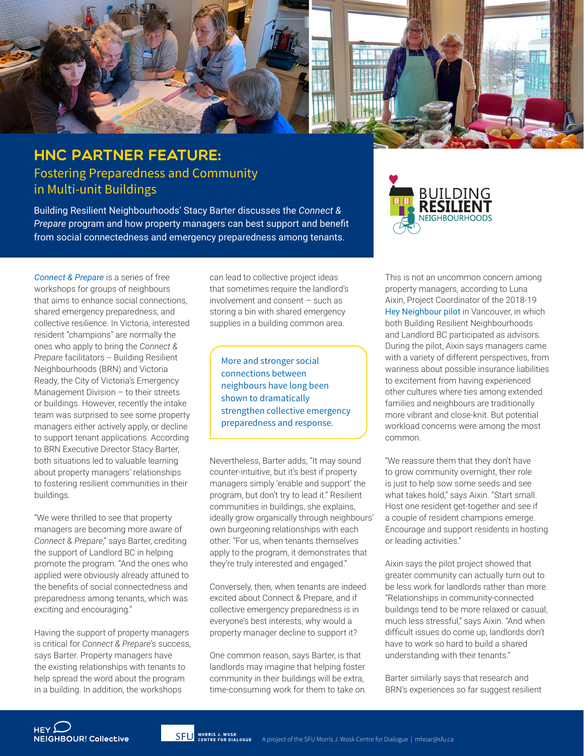# HNC PARTNER FEATURE:

## Fostering Preparedness and Community in Multi-unit Buildings

Building Resilient Neighbourhoods' Stacy Barter discusses the *Connect & Prepare* program and how property managers can best support and benefit from social connectedness and emergency preparedness among tenants.

*Connect & Prepare* is a series of free workshops for groups of neighbours that aims to enhance social connections, shared emergency preparedness, and collective resilience. In Victoria, interested resident "champions" are normally the ones who apply to bring the *Connect & Prepare* facilitators -- Building Resilient Neighbourhoods (BRN) and Victoria Ready, the City of Victoria's Emergency Management Division – to their streets or buildings. However, recently the intake team was surprised to see some property managers either actively apply, or decline to support tenant applications. According to BRN Executive Director Stacy Barter, both situations led to valuable learning about property managers' relationships to fostering resilient communities in their buildings.

"We were thrilled to see that property managers are becoming more aware of *Connect & Prepare*," says Barter, crediting the support of Landlord BC in helping promote the program. "And the ones who applied were obviously already attuned to the benefits of social connectedness and preparedness among tenants, which was exciting and encouraging."

Having the support of property managers is critical for *Connect & Prepare*'s success, says Barter. Property managers have the existing relationships with tenants to help spread the word about the program in a building. In addition, the workshops can lead to collective project ideas that sometimes require the landlord's involvement and consent – such as storing a bin with shared emergency supplies in a building common area.

> More and stronger social connections between neighbours have long been shown to dramatically strengthen collective emergency preparedness and response.

Nevertheless, Barter adds, "It may sound counter-intuitive, but it's best if property managers simply 'enable and support' the program, but don't try to lead it." Resilient communities in buildings, she explains, ideally grow organically through neighbours' own burgeoning relationships with each other. "For us, when tenants themselves apply to the program, it demonstrates that they're truly interested and engaged."

Conversely, then, when tenants are indeed excited about Connect & Prepare, and if collective emergency preparedness is in everyone's best interests, why would a property manager decline to support it?

One common reason, says Barter, is that landlords may imagine that helping foster community in their buildings will be extra, time-consuming work for them to take on. This is not an uncommon concern among property managers, according to Luna Aixin, Project Coordinator of the 2018-19 Hey Neighbour pilot in Vancouver, in which both Building Resilient Neighbourhoods and Landlord BC participated as advisors. During the pilot, Aixin says managers came with a variety of different perspectives, from wariness about possible insurance liabilities to excitement from having experienced other cultures where ties among extended families and neighbours are traditionally more vibrant and close-knit. But potential workload concerns were among the most common.

"We reassure them that they don't have to grow community overnight, their role is just to help sow some seeds and see what takes hold," says Aixin. "Start small. Host one resident get-together and see if a couple of resident champions emerge. Encourage and support residents in hosting or leading activities."

Aixin says the pilot project showed that greater community can actually turn out to be less work for landlords rather than more. "Relationships in community-connected buildings tend to be more relaxed or casual, much less stressful," says Aixin. "And when difficult issues do come up, landlords don't have to work so hard to build a shared understanding with their tenants."

Barter similarly says that research and BRN's experiences so far suggest resilient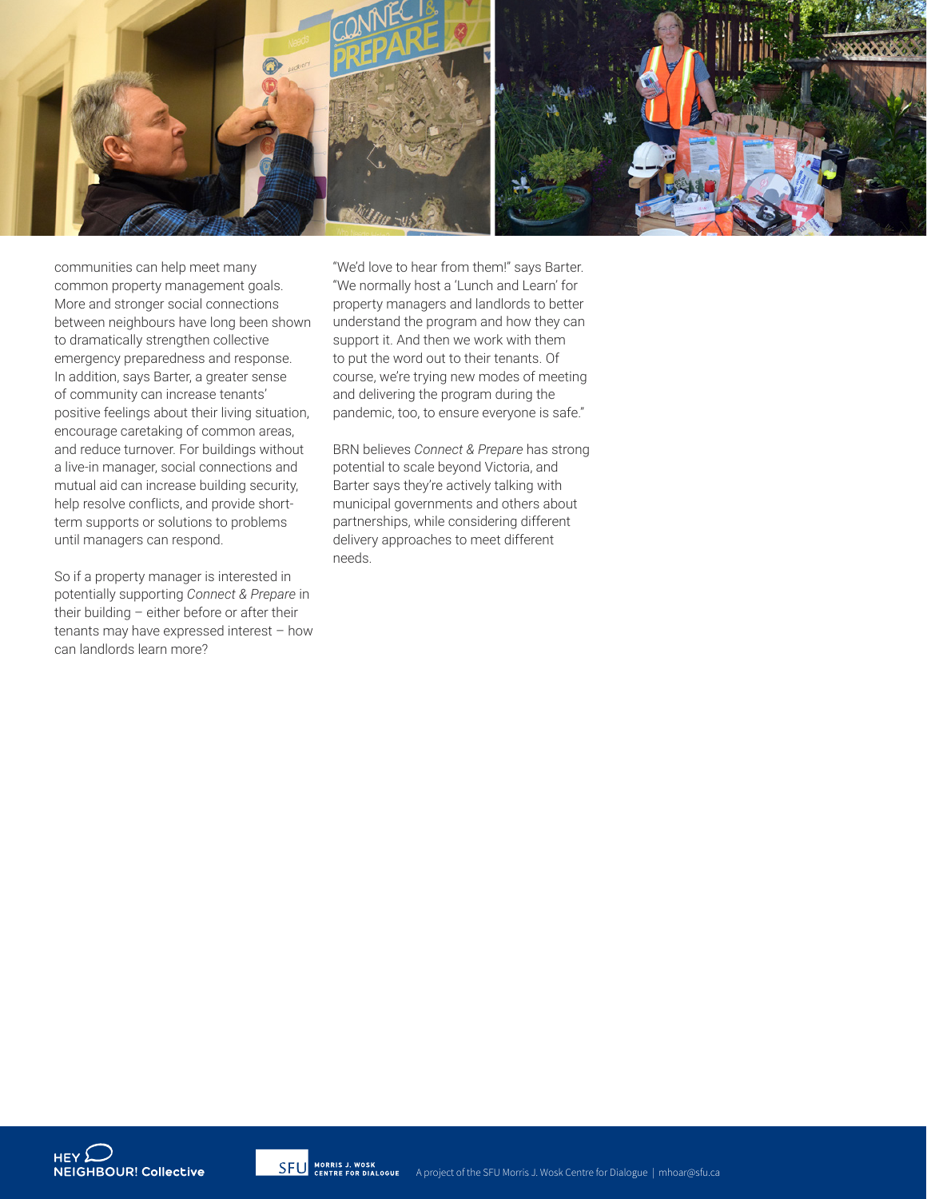communities can help meet many common property management goals. More and stronger social connections between neighbours have long been shown to dramatically strengthen collective emergency preparedness and response. In addition, says Barter, a greater sense of community can increase tenants' positive feelings about their living situation, encourage caretaking of common areas, and reduce turnover. For buildings without a live-in manager, social connections and mutual aid can increase building security, help resolve conflicts, and provide short-term supports or solutions to problems until managers can respond.

So if a property manager is interested in potentially supporting *Connect & Prepare* in their building – either before or after their tenants may have expressed interest – how can landlords learn more?

"We'd love to hear from them!" says Barter. "We normally host a 'Lunch and Learn' for property managers and landlords to better understand the program and how they can support it. And then we work with them to put the word out to their tenants. Of course, we're trying new modes of meeting and delivering the program during the pandemic, too, to ensure everyone is safe."

BRN believes *Connect & Prepare* has strong potential to scale beyond Victoria, and Barter says they're actively talking with municipal governments and others about partnerships, while considering different delivery approaches to meet different needs.

HEY NEIGHBOUR! Collective

SFU MORRIS J. WOSK CENTRE FOR DIALOGUE

A project of the SFU Morris J. Wosk Centre for Dialogue | mhoar@sfu.ca